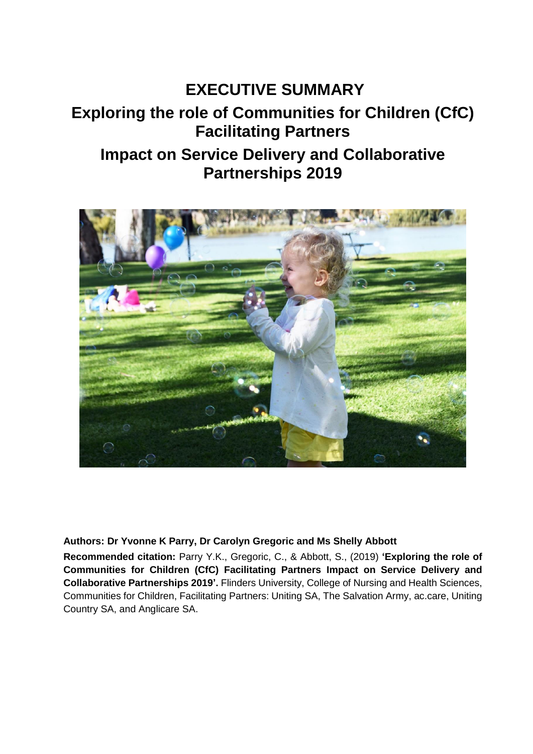# EXECUTIVE SUMMARY

## Exploring the role of Communities for Children (CfC) Facilitating Partners

## Impact on Service Delivery and Collaborative Partnerships 2019

**Authors: Dr Yvonne K Parry, Dr Carolyn Gregoric and Ms Shelly Abbott**

**Recommended citation:** Parry Y.K., Gregoric, C., & Abbott, S., (2019) **'Exploring the role of Communities for Children (CfC) Facilitating Partners Impact on Service Delivery and Collaborative Partnerships 2019'.** Flinders University, College of Nursing and Health Sciences, Communities for Children, Facilitating Partners: Uniting SA, The Salvation Army, ac.care, Uniting Country SA, and Anglicare SA.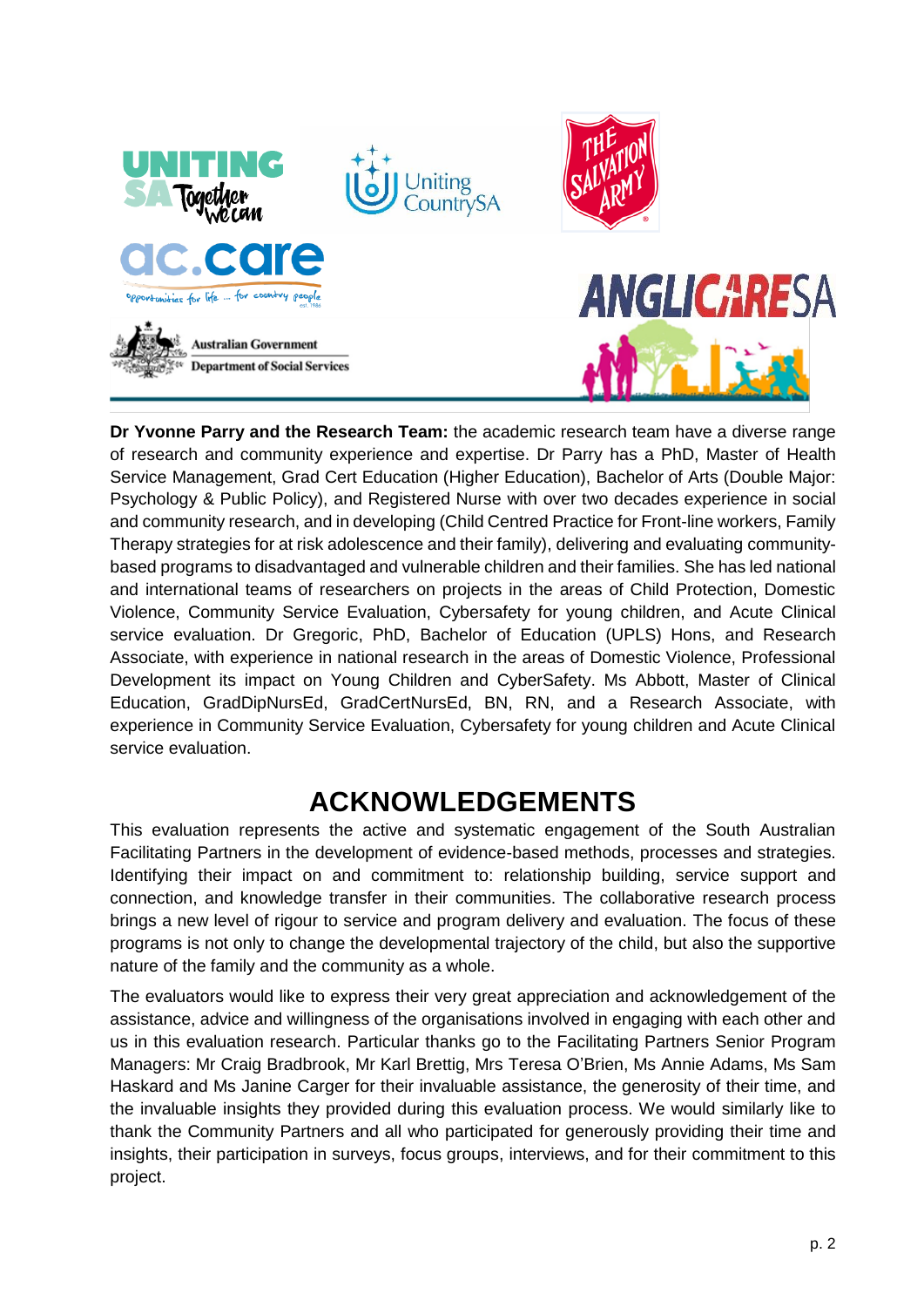**Dr Yvonne Parry and the Research Team:** the academic research team have a diverse range of research and community experience and expertise. Dr Parry has a PhD, Master of Health Service Management, Grad Cert Education (Higher Education), Bachelor of Arts (Double Major: Psychology & Public Policy), and Registered Nurse with over two decades experience in social and community research, and in developing (Child Centred Practice for Front-line workers, Family Therapy strategies for at risk adolescence and their family), delivering and evaluating community-based programs to disadvantaged and vulnerable children and their families. She has led national and international teams of researchers on projects in the areas of Child Protection, Domestic Violence, Community Service Evaluation, Cybersafety for young children, and Acute Clinical service evaluation. Dr Gregoric, PhD, Bachelor of Education (UPLS) Hons, and Research Associate, with experience in national research in the areas of Domestic Violence, Professional Development its impact on Young Children and CyberSafety. Ms Abbott, Master of Clinical Education, GradDipNursEd, GradCertNursEd, BN, RN, and a Research Associate, with experience in Community Service Evaluation, Cybersafety for young children and Acute Clinical service evaluation.

# ACKNOWLEDGEMENTS

This evaluation represents the active and systematic engagement of the South Australian Facilitating Partners in the development of evidence-based methods, processes and strategies. Identifying their impact on and commitment to: relationship building, service support and connection, and knowledge transfer in their communities. The collaborative research process brings a new level of rigour to service and program delivery and evaluation. The focus of these programs is not only to change the developmental trajectory of the child, but also the supportive nature of the family and the community as a whole.

The evaluators would like to express their very great appreciation and acknowledgement of the assistance, advice and willingness of the organisations involved in engaging with each other and us in this evaluation research. Particular thanks go to the Facilitating Partners Senior Program Managers: Mr Craig Bradbrook, Mr Karl Brettig, Mrs Teresa O'Brien, Ms Annie Adams, Ms Sam Haskard and Ms Janine Carger for their invaluable assistance, the generosity of their time, and the invaluable insights they provided during this evaluation process. We would similarly like to thank the Community Partners and all who participated for generously providing their time and insights, their participation in surveys, focus groups, interviews, and for their commitment to this project.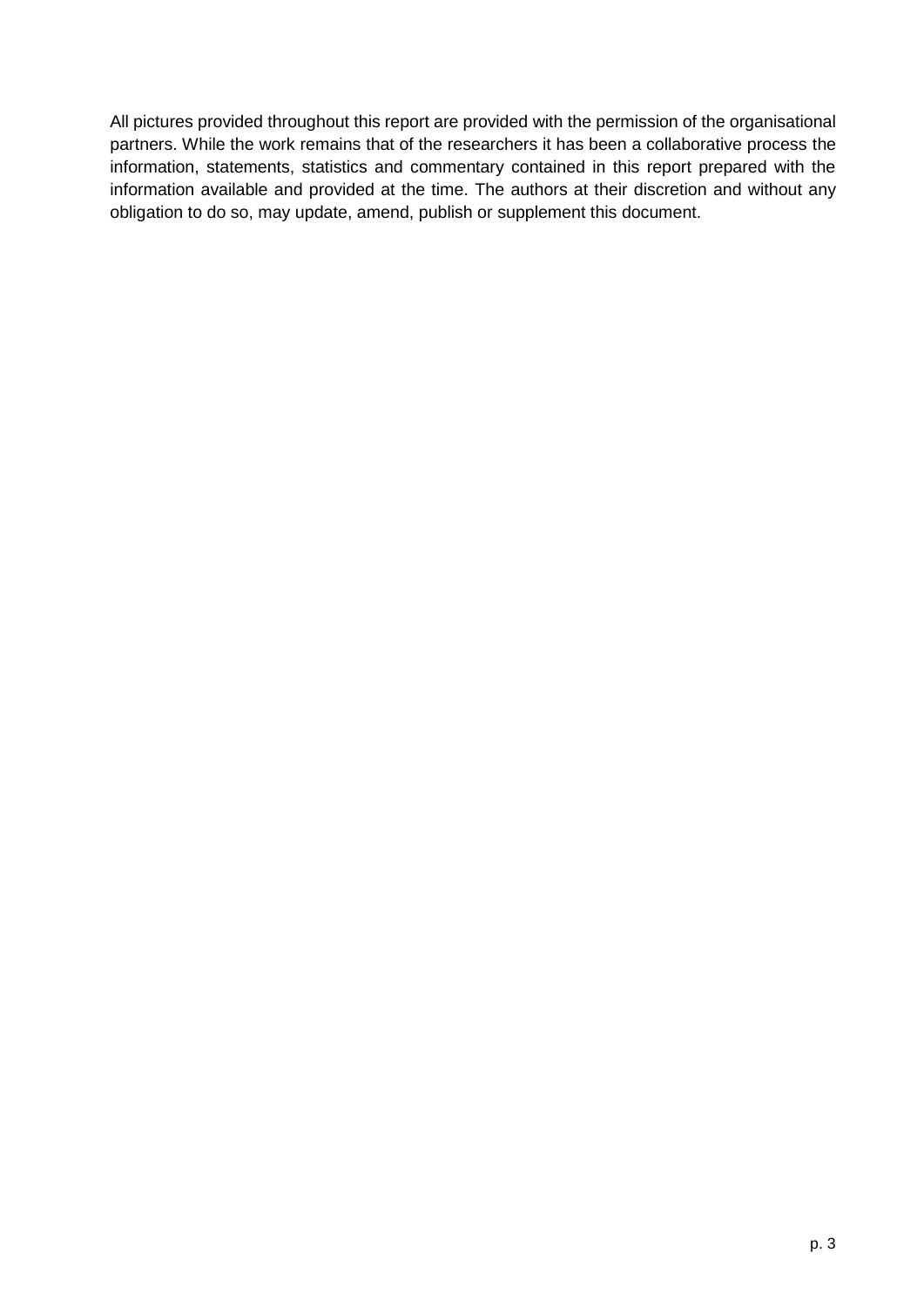All pictures provided throughout this report are provided with the permission of the organisational partners. While the work remains that of the researchers it has been a collaborative process the information, statements, statistics and commentary contained in this report prepared with the information available and provided at the time. The authors at their discretion and without any obligation to do so, may update, amend, publish or supplement this document.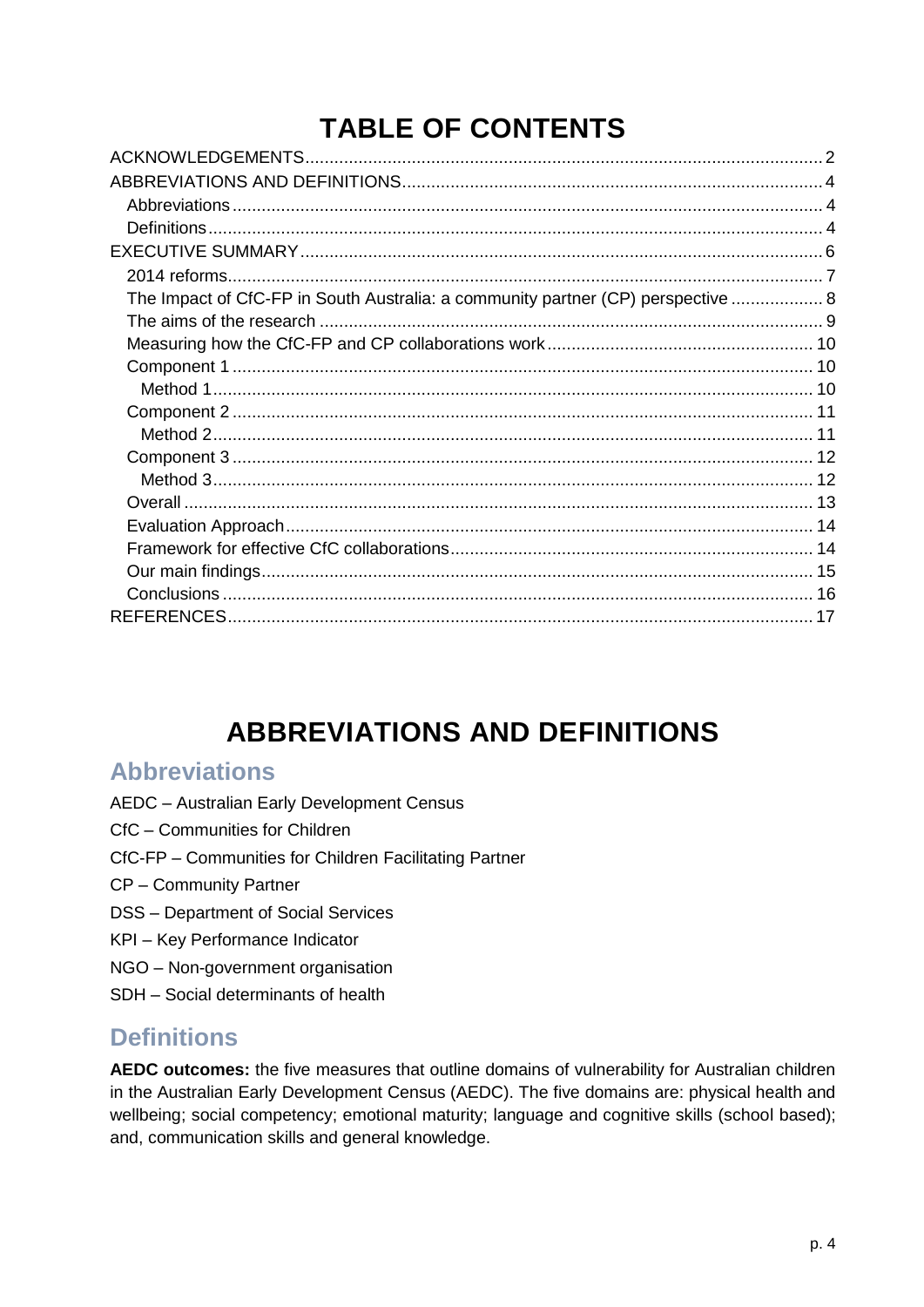# TABLE OF CONTENTS

- ACKNOWLEDGEMENTS ..... 2
- ABBREVIATIONS AND DEFINITIONS ..... 4
  - Abbreviations ..... 4
  - Definitions ..... 4
- EXECUTIVE SUMMARY ..... 6
  - 2014 reforms ..... 7
  - The Impact of CfC-FP in South Australia: a community partner (CP) perspective ..... 8
  - The aims of the research ..... 9
  - Measuring how the CfC-FP and CP collaborations work ..... 10
  - Component 1 ..... 10
    - Method 1 ..... 10
  - Component 2 ..... 11
    - Method 2 ..... 11
  - Component 3 ..... 12
    - Method 3 ..... 12
  - Overall ..... 13
  - Evaluation Approach ..... 14
  - Framework for effective CfC collaborations ..... 14
  - Our main findings ..... 15
  - Conclusions ..... 16
- REFERENCES ..... 17

# ABBREVIATIONS AND DEFINITIONS

## Abbreviations

AEDC – Australian Early Development Census

CfC – Communities for Children

CfC-FP – Communities for Children Facilitating Partner

CP – Community Partner

DSS – Department of Social Services

KPI – Key Performance Indicator

NGO – Non-government organisation

SDH – Social determinants of health

## Definitions

**AEDC outcomes:** the five measures that outline domains of vulnerability for Australian children in the Australian Early Development Census (AEDC). The five domains are: physical health and wellbeing; social competency; emotional maturity; language and cognitive skills (school based); and, communication skills and general knowledge.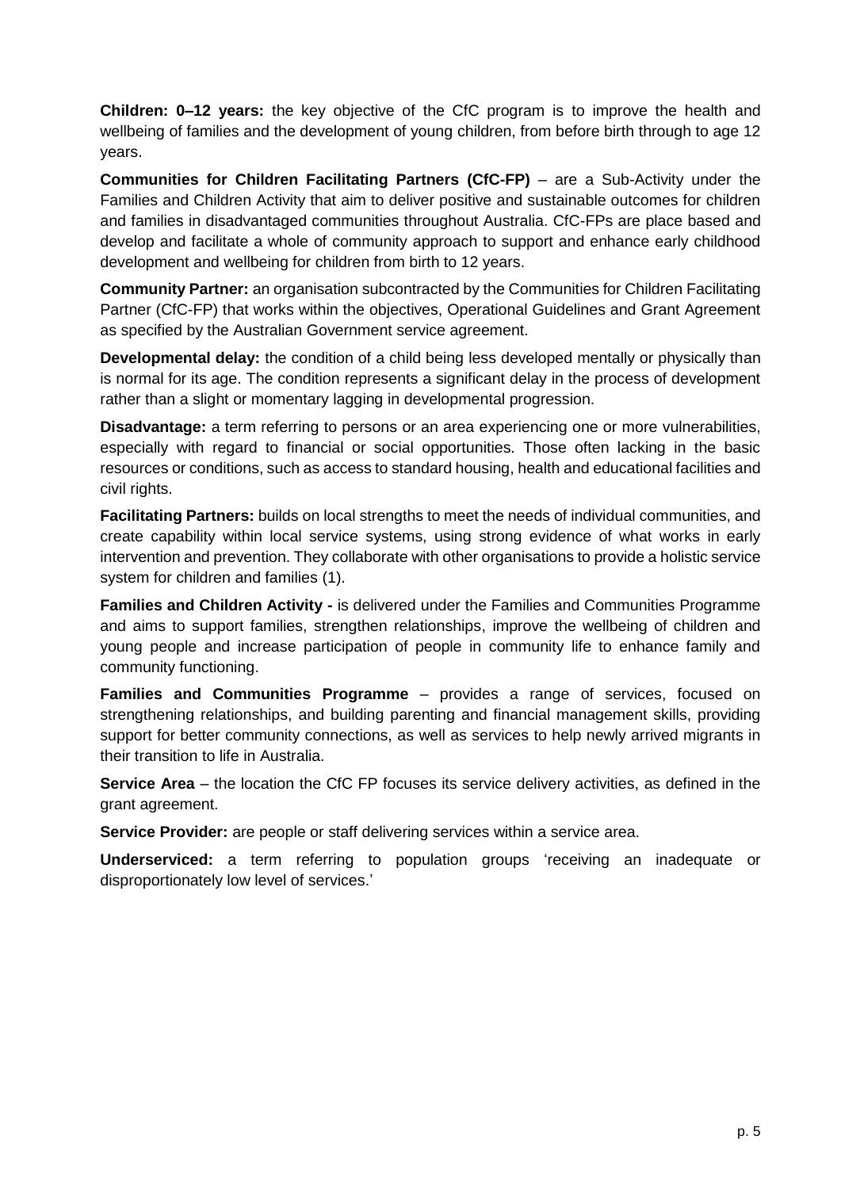**Children: 0–12 years:** the key objective of the CfC program is to improve the health and wellbeing of families and the development of young children, from before birth through to age 12 years.

**Communities for Children Facilitating Partners (CfC-FP)** – are a Sub-Activity under the Families and Children Activity that aim to deliver positive and sustainable outcomes for children and families in disadvantaged communities throughout Australia. CfC-FPs are place based and develop and facilitate a whole of community approach to support and enhance early childhood development and wellbeing for children from birth to 12 years.

**Community Partner:** an organisation subcontracted by the Communities for Children Facilitating Partner (CfC-FP) that works within the objectives, Operational Guidelines and Grant Agreement as specified by the Australian Government service agreement.

**Developmental delay:** the condition of a child being less developed mentally or physically than is normal for its age. The condition represents a significant delay in the process of development rather than a slight or momentary lagging in developmental progression.

**Disadvantage:** a term referring to persons or an area experiencing one or more vulnerabilities, especially with regard to financial or social opportunities. Those often lacking in the basic resources or conditions, such as access to standard housing, health and educational facilities and civil rights.

**Facilitating Partners:** builds on local strengths to meet the needs of individual communities, and create capability within local service systems, using strong evidence of what works in early intervention and prevention. They collaborate with other organisations to provide a holistic service system for children and families (1).

**Families and Children Activity -** is delivered under the Families and Communities Programme and aims to support families, strengthen relationships, improve the wellbeing of children and young people and increase participation of people in community life to enhance family and community functioning.

**Families and Communities Programme** – provides a range of services, focused on strengthening relationships, and building parenting and financial management skills, providing support for better community connections, as well as services to help newly arrived migrants in their transition to life in Australia.

**Service Area** – the location the CfC FP focuses its service delivery activities, as defined in the grant agreement.

**Service Provider:** are people or staff delivering services within a service area.

**Underserviced:** a term referring to population groups 'receiving an inadequate or disproportionately low level of services.'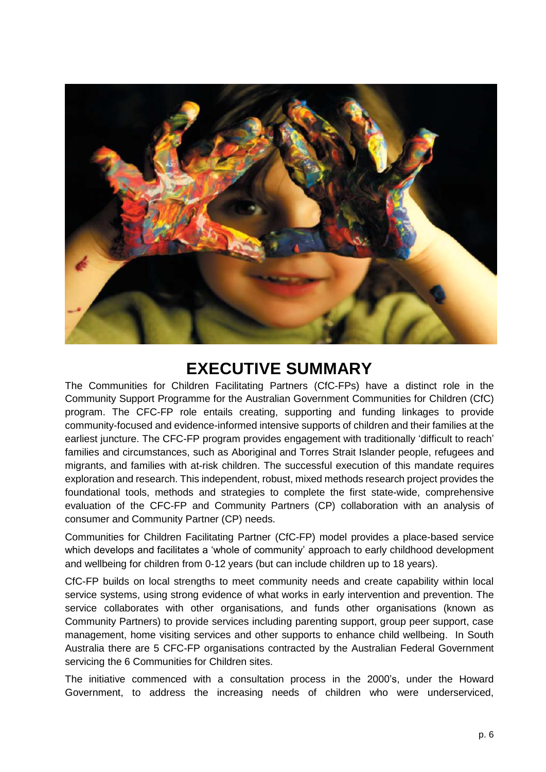# EXECUTIVE SUMMARY

The Communities for Children Facilitating Partners (CfC-FPs) have a distinct role in the Community Support Programme for the Australian Government Communities for Children (CfC) program. The CFC-FP role entails creating, supporting and funding linkages to provide community-focused and evidence-informed intensive supports of children and their families at the earliest juncture. The CFC-FP program provides engagement with traditionally 'difficult to reach' families and circumstances, such as Aboriginal and Torres Strait Islander people, refugees and migrants, and families with at-risk children. The successful execution of this mandate requires exploration and research. This independent, robust, mixed methods research project provides the foundational tools, methods and strategies to complete the first state-wide, comprehensive evaluation of the CFC-FP and Community Partners (CP) collaboration with an analysis of consumer and Community Partner (CP) needs.

Communities for Children Facilitating Partner (CfC-FP) model provides a place-based service which develops and facilitates a 'whole of community' approach to early childhood development and wellbeing for children from 0-12 years (but can include children up to 18 years).

CfC-FP builds on local strengths to meet community needs and create capability within local service systems, using strong evidence of what works in early intervention and prevention. The service collaborates with other organisations, and funds other organisations (known as Community Partners) to provide services including parenting support, group peer support, case management, home visiting services and other supports to enhance child wellbeing. In South Australia there are 5 CFC-FP organisations contracted by the Australian Federal Government servicing the 6 Communities for Children sites.

The initiative commenced with a consultation process in the 2000's, under the Howard Government, to address the increasing needs of children who were underserviced,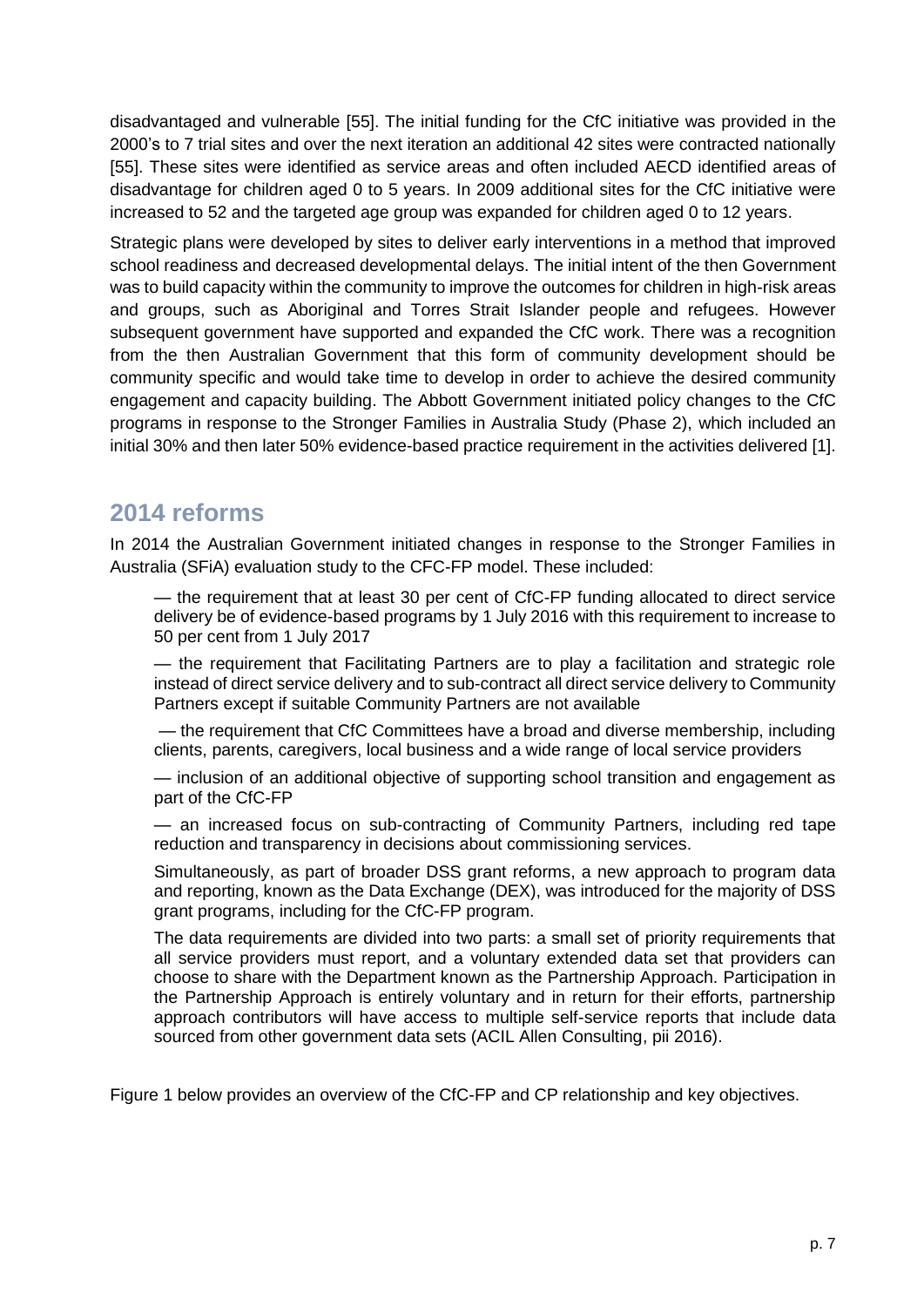disadvantaged and vulnerable [55]. The initial funding for the CfC initiative was provided in the 2000's to 7 trial sites and over the next iteration an additional 42 sites were contracted nationally [55]. These sites were identified as service areas and often included AECD identified areas of disadvantage for children aged 0 to 5 years. In 2009 additional sites for the CfC initiative were increased to 52 and the targeted age group was expanded for children aged 0 to 12 years.

Strategic plans were developed by sites to deliver early interventions in a method that improved school readiness and decreased developmental delays. The initial intent of the then Government was to build capacity within the community to improve the outcomes for children in high-risk areas and groups, such as Aboriginal and Torres Strait Islander people and refugees. However subsequent government have supported and expanded the CfC work. There was a recognition from the then Australian Government that this form of community development should be community specific and would take time to develop in order to achieve the desired community engagement and capacity building. The Abbott Government initiated policy changes to the CfC programs in response to the Stronger Families in Australia Study (Phase 2), which included an initial 30% and then later 50% evidence-based practice requirement in the activities delivered [1].

## 2014 reforms

In 2014 the Australian Government initiated changes in response to the Stronger Families in Australia (SFiA) evaluation study to the CFC-FP model. These included:

— the requirement that at least 30 per cent of CfC-FP funding allocated to direct service delivery be of evidence-based programs by 1 July 2016 with this requirement to increase to 50 per cent from 1 July 2017

— the requirement that Facilitating Partners are to play a facilitation and strategic role instead of direct service delivery and to sub-contract all direct service delivery to Community Partners except if suitable Community Partners are not available

— the requirement that CfC Committees have a broad and diverse membership, including clients, parents, caregivers, local business and a wide range of local service providers

— inclusion of an additional objective of supporting school transition and engagement as part of the CfC-FP

— an increased focus on sub-contracting of Community Partners, including red tape reduction and transparency in decisions about commissioning services.

Simultaneously, as part of broader DSS grant reforms, a new approach to program data and reporting, known as the Data Exchange (DEX), was introduced for the majority of DSS grant programs, including for the CfC-FP program.

The data requirements are divided into two parts: a small set of priority requirements that all service providers must report, and a voluntary extended data set that providers can choose to share with the Department known as the Partnership Approach. Participation in the Partnership Approach is entirely voluntary and in return for their efforts, partnership approach contributors will have access to multiple self-service reports that include data sourced from other government data sets (ACIL Allen Consulting, pii 2016).

Figure 1 below provides an overview of the CfC-FP and CP relationship and key objectives.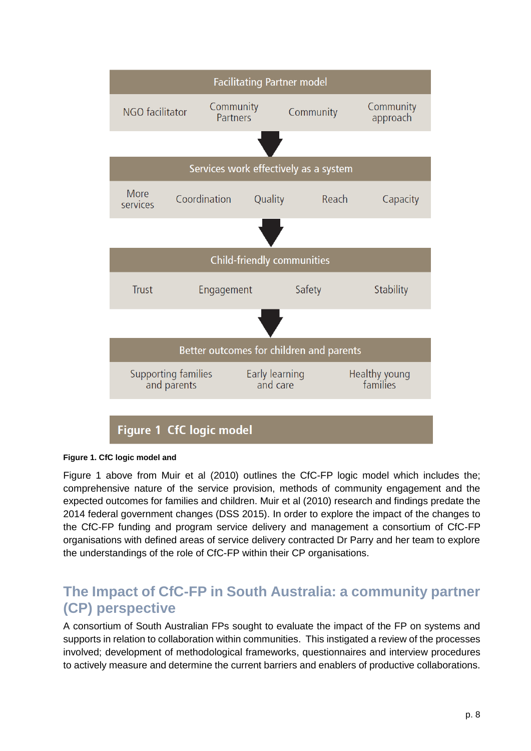| Facilitating Partner model | | | |
|---|---|---|---|
| NGO facilitator | Community Partners | Community | Community approach |

↓

| Services work effectively as a system | | | | |
|---|---|---|---|---|
| More services | Coordination | Quality | Reach | Capacity |

↓

| Child-friendly communities | | | |
|---|---|---|---|
| Trust | Engagement | Safety | Stability |

↓

| Better outcomes for children and parents | | |
|---|---|---|
| Supporting families and parents | Early learning and care | Healthy young families |

**Figure 1 CfC logic model**

**Figure 1. CfC logic model and**

Figure 1 above from Muir et al (2010) outlines the CfC-FP logic model which includes the; comprehensive nature of the service provision, methods of community engagement and the expected outcomes for families and children. Muir et al (2010) research and findings predate the 2014 federal government changes (DSS 2015). In order to explore the impact of the changes to the CfC-FP funding and program service delivery and management a consortium of CfC-FP organisations with defined areas of service delivery contracted Dr Parry and her team to explore the understandings of the role of CfC-FP within their CP organisations.

## The Impact of CfC-FP in South Australia: a community partner (CP) perspective

A consortium of South Australian FPs sought to evaluate the impact of the FP on systems and supports in relation to collaboration within communities. This instigated a review of the processes involved; development of methodological frameworks, questionnaires and interview procedures to actively measure and determine the current barriers and enablers of productive collaborations.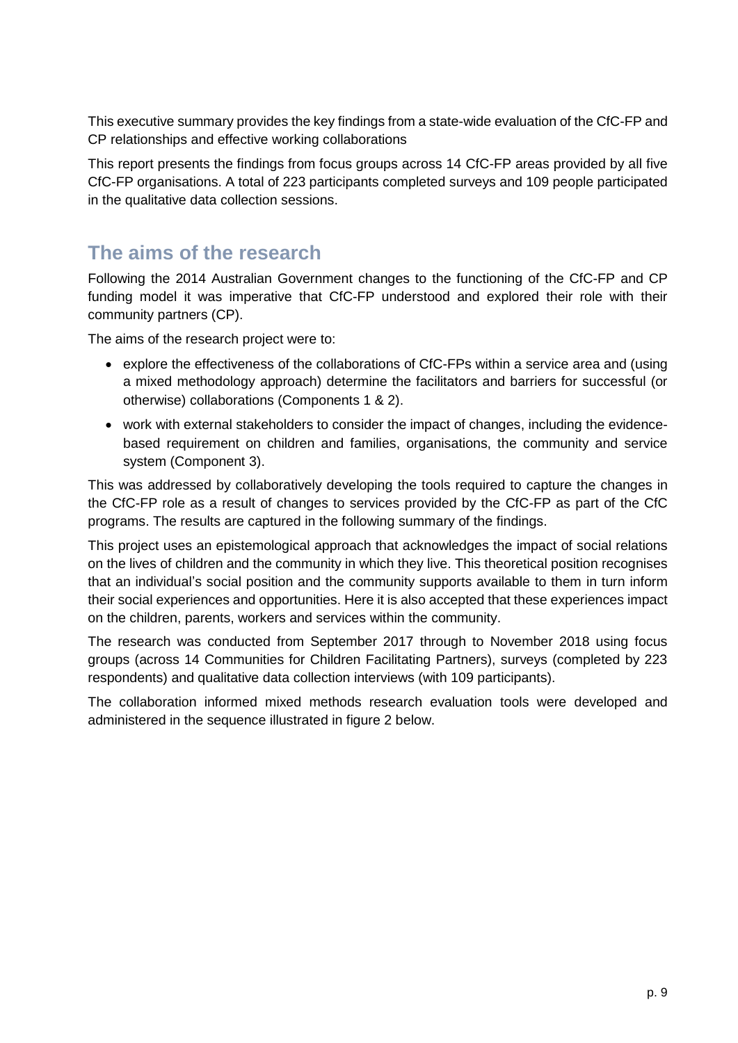This executive summary provides the key findings from a state-wide evaluation of the CfC-FP and CP relationships and effective working collaborations

This report presents the findings from focus groups across 14 CfC-FP areas provided by all five CfC-FP organisations. A total of 223 participants completed surveys and 109 people participated in the qualitative data collection sessions.

## The aims of the research

Following the 2014 Australian Government changes to the functioning of the CfC-FP and CP funding model it was imperative that CfC-FP understood and explored their role with their community partners (CP).

The aims of the research project were to:

- explore the effectiveness of the collaborations of CfC-FPs within a service area and (using a mixed methodology approach) determine the facilitators and barriers for successful (or otherwise) collaborations (Components 1 & 2).
- work with external stakeholders to consider the impact of changes, including the evidence-based requirement on children and families, organisations, the community and service system (Component 3).

This was addressed by collaboratively developing the tools required to capture the changes in the CfC-FP role as a result of changes to services provided by the CfC-FP as part of the CfC programs. The results are captured in the following summary of the findings.

This project uses an epistemological approach that acknowledges the impact of social relations on the lives of children and the community in which they live. This theoretical position recognises that an individual's social position and the community supports available to them in turn inform their social experiences and opportunities. Here it is also accepted that these experiences impact on the children, parents, workers and services within the community.

The research was conducted from September 2017 through to November 2018 using focus groups (across 14 Communities for Children Facilitating Partners), surveys (completed by 223 respondents) and qualitative data collection interviews (with 109 participants).

The collaboration informed mixed methods research evaluation tools were developed and administered in the sequence illustrated in figure 2 below.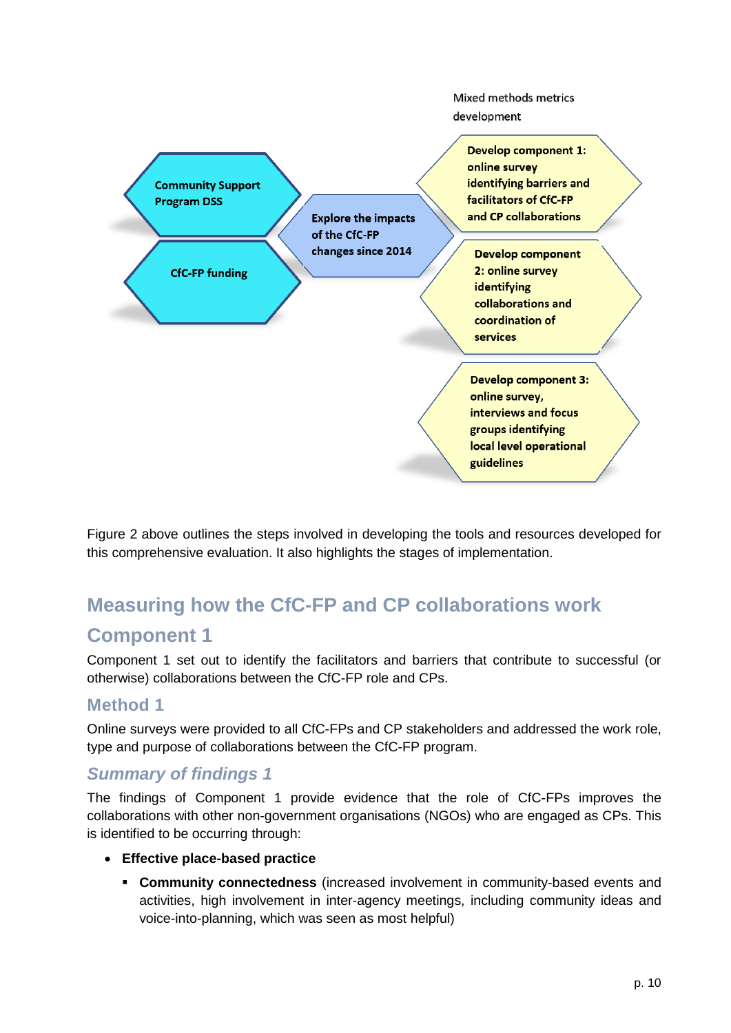Mixed methods metrics development

Community Support Program DSS

CfC-FP funding

Explore the impacts of the CfC-FP changes since 2014

Develop component 1: online survey identifying barriers and facilitators of CfC-FP and CP collaborations

Develop component 2: online survey identifying collaborations and coordination of services

Develop component 3: online survey, interviews and focus groups identifying local level operational guidelines

Figure 2 above outlines the steps involved in developing the tools and resources developed for this comprehensive evaluation. It also highlights the stages of implementation.

## Measuring how the CfC-FP and CP collaborations work

## Component 1

Component 1 set out to identify the facilitators and barriers that contribute to successful (or otherwise) collaborations between the CfC-FP role and CPs.

### Method 1

Online surveys were provided to all CfC-FPs and CP stakeholders and addressed the work role, type and purpose of collaborations between the CfC-FP program.

### *Summary of findings 1*

The findings of Component 1 provide evidence that the role of CfC-FPs improves the collaborations with other non-government organisations (NGOs) who are engaged as CPs. This is identified to be occurring through:

- **Effective place-based practice**
  - **Community connectedness** (increased involvement in community-based events and activities, high involvement in inter-agency meetings, including community ideas and voice-into-planning, which was seen as most helpful)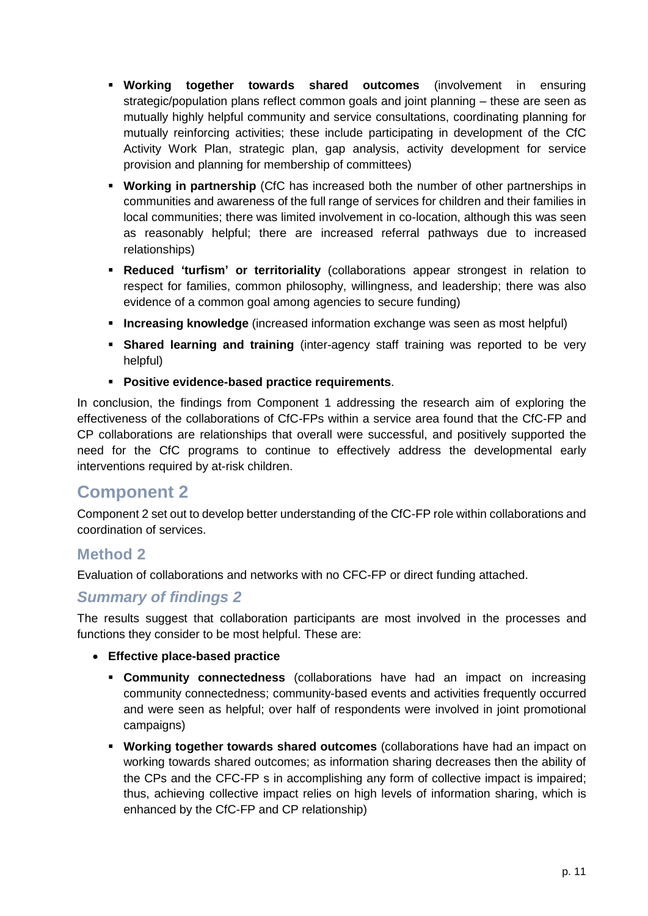- **Working together towards shared outcomes** (involvement in ensuring strategic/population plans reflect common goals and joint planning – these are seen as mutually highly helpful community and service consultations, coordinating planning for mutually reinforcing activities; these include participating in development of the CfC Activity Work Plan, strategic plan, gap analysis, activity development for service provision and planning for membership of committees)
  - **Working in partnership** (CfC has increased both the number of other partnerships in communities and awareness of the full range of services for children and their families in local communities; there was limited involvement in co-location, although this was seen as reasonably helpful; there are increased referral pathways due to increased relationships)
  - **Reduced 'turfism' or territoriality** (collaborations appear strongest in relation to respect for families, common philosophy, willingness, and leadership; there was also evidence of a common goal among agencies to secure funding)
  - **Increasing knowledge** (increased information exchange was seen as most helpful)
  - **Shared learning and training** (inter-agency staff training was reported to be very helpful)
  - **Positive evidence-based practice requirements**.

In conclusion, the findings from Component 1 addressing the research aim of exploring the effectiveness of the collaborations of CfC-FPs within a service area found that the CfC-FP and CP collaborations are relationships that overall were successful, and positively supported the need for the CfC programs to continue to effectively address the developmental early interventions required by at-risk children.

## Component 2

Component 2 set out to develop better understanding of the CfC-FP role within collaborations and coordination of services.

### Method 2

Evaluation of collaborations and networks with no CFC-FP or direct funding attached.

### *Summary of findings 2*

The results suggest that collaboration participants are most involved in the processes and functions they consider to be most helpful. These are:

- **Effective place-based practice**
  - **Community connectedness** (collaborations have had an impact on increasing community connectedness; community-based events and activities frequently occurred and were seen as helpful; over half of respondents were involved in joint promotional campaigns)
  - **Working together towards shared outcomes** (collaborations have had an impact on working towards shared outcomes; as information sharing decreases then the ability of the CPs and the CFC-FP s in accomplishing any form of collective impact is impaired; thus, achieving collective impact relies on high levels of information sharing, which is enhanced by the CfC-FP and CP relationship)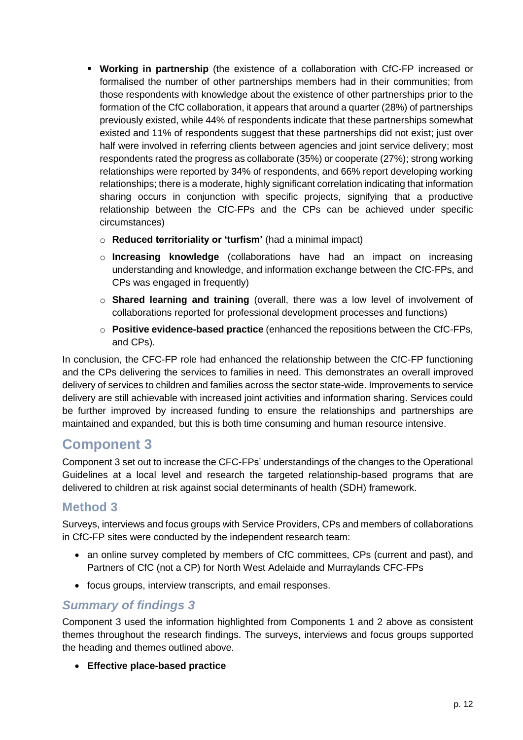- **Working in partnership** (the existence of a collaboration with CfC-FP increased or formalised the number of other partnerships members had in their communities; from those respondents with knowledge about the existence of other partnerships prior to the formation of the CfC collaboration, it appears that around a quarter (28%) of partnerships previously existed, while 44% of respondents indicate that these partnerships somewhat existed and 11% of respondents suggest that these partnerships did not exist; just over half were involved in referring clients between agencies and joint service delivery; most respondents rated the progress as collaborate (35%) or cooperate (27%); strong working relationships were reported by 34% of respondents, and 66% report developing working relationships; there is a moderate, highly significant correlation indicating that information sharing occurs in conjunction with specific projects, signifying that a productive relationship between the CfC-FPs and the CPs can be achieved under specific circumstances)
  - **Reduced territoriality or 'turfism'** (had a minimal impact)
  - **Increasing knowledge** (collaborations have had an impact on increasing understanding and knowledge, and information exchange between the CfC-FPs, and CPs was engaged in frequently)
  - **Shared learning and training** (overall, there was a low level of involvement of collaborations reported for professional development processes and functions)
  - **Positive evidence-based practice** (enhanced the repositions between the CfC-FPs, and CPs).

In conclusion, the CFC-FP role had enhanced the relationship between the CfC-FP functioning and the CPs delivering the services to families in need. This demonstrates an overall improved delivery of services to children and families across the sector state-wide. Improvements to service delivery are still achievable with increased joint activities and information sharing. Services could be further improved by increased funding to ensure the relationships and partnerships are maintained and expanded, but this is both time consuming and human resource intensive.

## Component 3

Component 3 set out to increase the CFC-FPs' understandings of the changes to the Operational Guidelines at a local level and research the targeted relationship-based programs that are delivered to children at risk against social determinants of health (SDH) framework.

### Method 3

Surveys, interviews and focus groups with Service Providers, CPs and members of collaborations in CfC-FP sites were conducted by the independent research team:

- an online survey completed by members of CfC committees, CPs (current and past), and Partners of CfC (not a CP) for North West Adelaide and Murraylands CFC-FPs
- focus groups, interview transcripts, and email responses.

### *Summary of findings 3*

Component 3 used the information highlighted from Components 1 and 2 above as consistent themes throughout the research findings. The surveys, interviews and focus groups supported the heading and themes outlined above.

- **Effective place-based practice**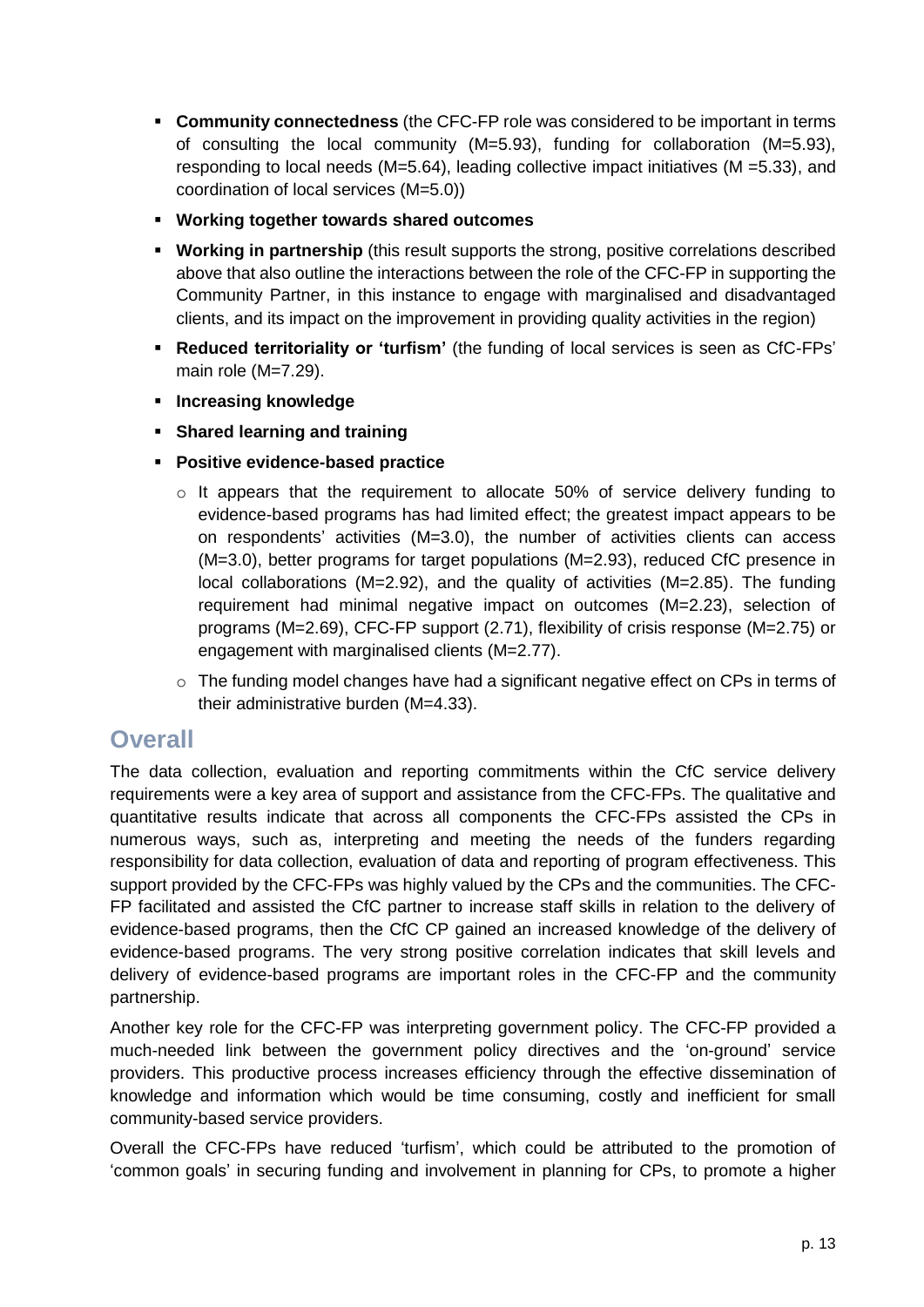- **Community connectedness** (the CFC-FP role was considered to be important in terms of consulting the local community (M=5.93), funding for collaboration (M=5.93), responding to local needs (M=5.64), leading collective impact initiatives (M =5.33), and coordination of local services (M=5.0))
- **Working together towards shared outcomes**
- **Working in partnership** (this result supports the strong, positive correlations described above that also outline the interactions between the role of the CFC-FP in supporting the Community Partner, in this instance to engage with marginalised and disadvantaged clients, and its impact on the improvement in providing quality activities in the region)
- **Reduced territoriality or 'turfism'** (the funding of local services is seen as CfC-FPs' main role (M=7.29).
- **Increasing knowledge**
- **Shared learning and training**
- **Positive evidence-based practice**
  - It appears that the requirement to allocate 50% of service delivery funding to evidence-based programs has had limited effect; the greatest impact appears to be on respondents' activities (M=3.0), the number of activities clients can access (M=3.0), better programs for target populations (M=2.93), reduced CfC presence in local collaborations (M=2.92), and the quality of activities (M=2.85). The funding requirement had minimal negative impact on outcomes (M=2.23), selection of programs (M=2.69), CFC-FP support (2.71), flexibility of crisis response (M=2.75) or engagement with marginalised clients (M=2.77).
  - The funding model changes have had a significant negative effect on CPs in terms of their administrative burden (M=4.33).

## Overall

The data collection, evaluation and reporting commitments within the CfC service delivery requirements were a key area of support and assistance from the CFC-FPs. The qualitative and quantitative results indicate that across all components the CFC-FPs assisted the CPs in numerous ways, such as, interpreting and meeting the needs of the funders regarding responsibility for data collection, evaluation of data and reporting of program effectiveness. This support provided by the CFC-FPs was highly valued by the CPs and the communities. The CFC-FP facilitated and assisted the CfC partner to increase staff skills in relation to the delivery of evidence-based programs, then the CfC CP gained an increased knowledge of the delivery of evidence-based programs. The very strong positive correlation indicates that skill levels and delivery of evidence-based programs are important roles in the CFC-FP and the community partnership.

Another key role for the CFC-FP was interpreting government policy. The CFC-FP provided a much-needed link between the government policy directives and the 'on-ground' service providers. This productive process increases efficiency through the effective dissemination of knowledge and information which would be time consuming, costly and inefficient for small community-based service providers.

Overall the CFC-FPs have reduced 'turfism', which could be attributed to the promotion of 'common goals' in securing funding and involvement in planning for CPs, to promote a higher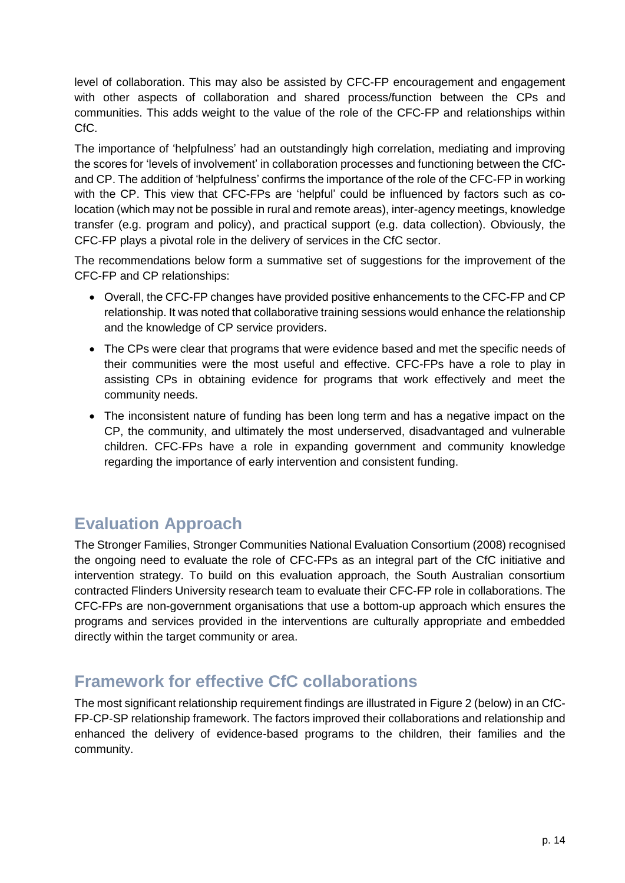level of collaboration. This may also be assisted by CFC-FP encouragement and engagement with other aspects of collaboration and shared process/function between the CPs and communities. This adds weight to the value of the role of the CFC-FP and relationships within CfC.

The importance of 'helpfulness' had an outstandingly high correlation, mediating and improving the scores for 'levels of involvement' in collaboration processes and functioning between the CfC- and CP. The addition of 'helpfulness' confirms the importance of the role of the CFC-FP in working with the CP. This view that CFC-FPs are 'helpful' could be influenced by factors such as co-location (which may not be possible in rural and remote areas), inter-agency meetings, knowledge transfer (e.g. program and policy), and practical support (e.g. data collection). Obviously, the CFC-FP plays a pivotal role in the delivery of services in the CfC sector.

The recommendations below form a summative set of suggestions for the improvement of the CFC-FP and CP relationships:

- Overall, the CFC-FP changes have provided positive enhancements to the CFC-FP and CP relationship. It was noted that collaborative training sessions would enhance the relationship and the knowledge of CP service providers.
- The CPs were clear that programs that were evidence based and met the specific needs of their communities were the most useful and effective. CFC-FPs have a role to play in assisting CPs in obtaining evidence for programs that work effectively and meet the community needs.
- The inconsistent nature of funding has been long term and has a negative impact on the CP, the community, and ultimately the most underserved, disadvantaged and vulnerable children. CFC-FPs have a role in expanding government and community knowledge regarding the importance of early intervention and consistent funding.

## Evaluation Approach

The Stronger Families, Stronger Communities National Evaluation Consortium (2008) recognised the ongoing need to evaluate the role of CFC-FPs as an integral part of the CfC initiative and intervention strategy. To build on this evaluation approach, the South Australian consortium contracted Flinders University research team to evaluate their CFC-FP role in collaborations. The CFC-FPs are non-government organisations that use a bottom-up approach which ensures the programs and services provided in the interventions are culturally appropriate and embedded directly within the target community or area.

## Framework for effective CfC collaborations

The most significant relationship requirement findings are illustrated in Figure 2 (below) in an CfC-FP-CP-SP relationship framework. The factors improved their collaborations and relationship and enhanced the delivery of evidence-based programs to the children, their families and the community.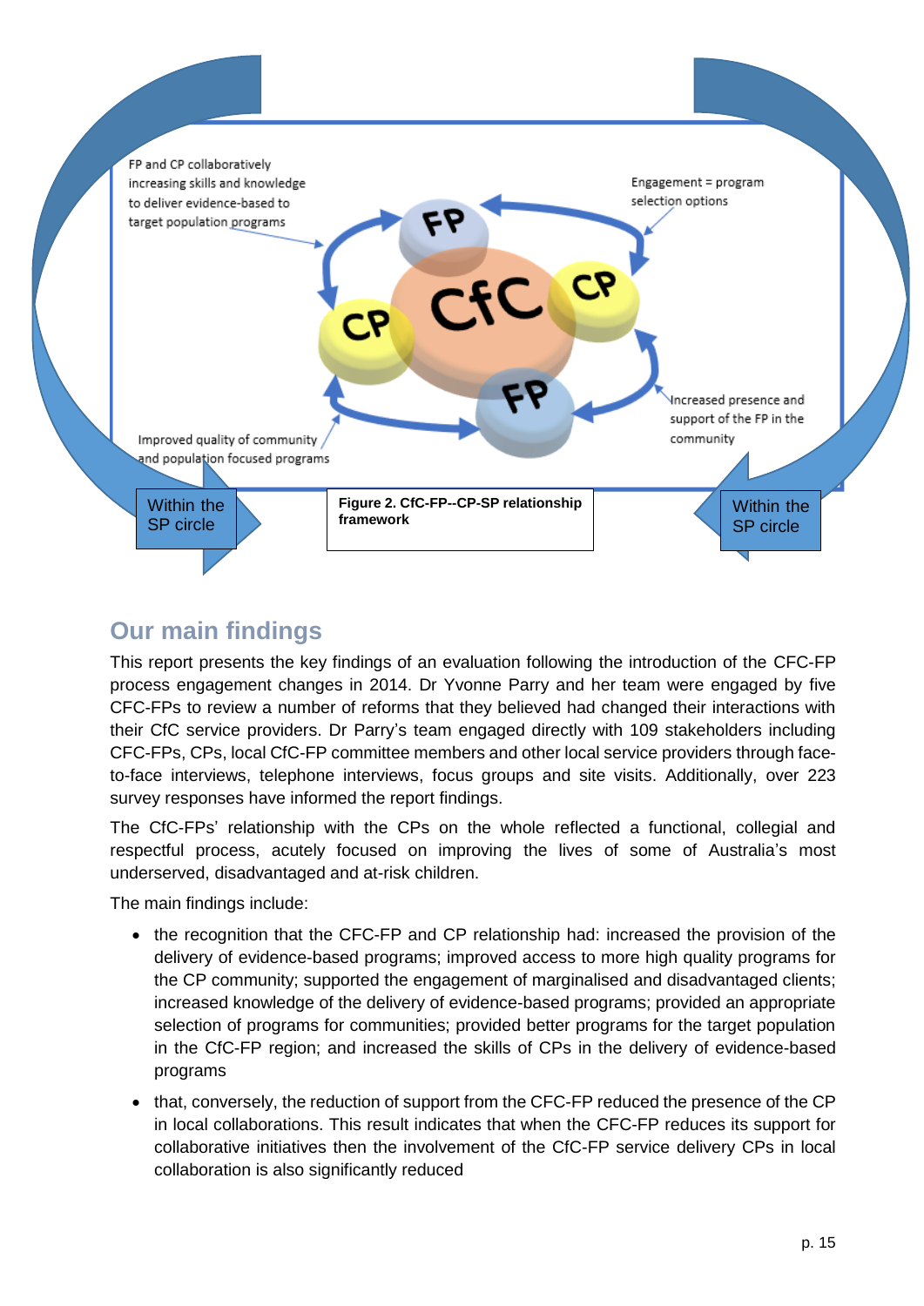FP and CP collaboratively increasing skills and knowledge to deliver evidence-based to target population programs

Engagement = program selection options

Increased presence and support of the FP in the community

Improved quality of community and population focused programs

Within the SP circle

Within the SP circle

**Figure 2. CfC-FP--CP-SP relationship framework**

## Our main findings

This report presents the key findings of an evaluation following the introduction of the CFC-FP process engagement changes in 2014. Dr Yvonne Parry and her team were engaged by five CFC-FPs to review a number of reforms that they believed had changed their interactions with their CfC service providers. Dr Parry's team engaged directly with 109 stakeholders including CFC-FPs, CPs, local CfC-FP committee members and other local service providers through face-to-face interviews, telephone interviews, focus groups and site visits. Additionally, over 223 survey responses have informed the report findings.

The CfC-FPs' relationship with the CPs on the whole reflected a functional, collegial and respectful process, acutely focused on improving the lives of some of Australia's most underserved, disadvantaged and at-risk children.

The main findings include:

- the recognition that the CFC-FP and CP relationship had: increased the provision of the delivery of evidence-based programs; improved access to more high quality programs for the CP community; supported the engagement of marginalised and disadvantaged clients; increased knowledge of the delivery of evidence-based programs; provided an appropriate selection of programs for communities; provided better programs for the target population in the CfC-FP region; and increased the skills of CPs in the delivery of evidence-based programs
- that, conversely, the reduction of support from the CFC-FP reduced the presence of the CP in local collaborations. This result indicates that when the CFC-FP reduces its support for collaborative initiatives then the involvement of the CfC-FP service delivery CPs in local collaboration is also significantly reduced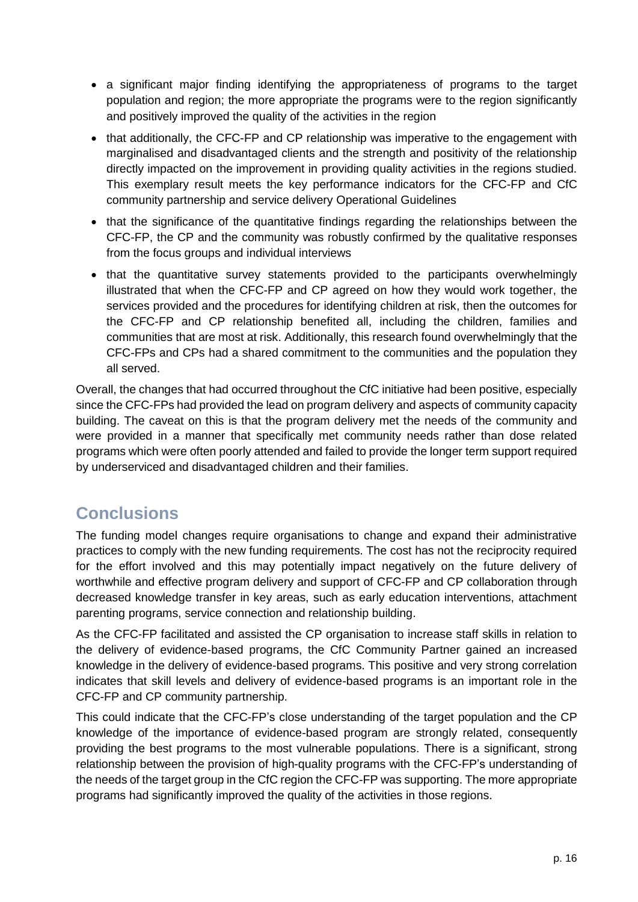- a significant major finding identifying the appropriateness of programs to the target population and region; the more appropriate the programs were to the region significantly and positively improved the quality of the activities in the region
- that additionally, the CFC-FP and CP relationship was imperative to the engagement with marginalised and disadvantaged clients and the strength and positivity of the relationship directly impacted on the improvement in providing quality activities in the regions studied. This exemplary result meets the key performance indicators for the CFC-FP and CfC community partnership and service delivery Operational Guidelines
- that the significance of the quantitative findings regarding the relationships between the CFC-FP, the CP and the community was robustly confirmed by the qualitative responses from the focus groups and individual interviews
- that the quantitative survey statements provided to the participants overwhelmingly illustrated that when the CFC-FP and CP agreed on how they would work together, the services provided and the procedures for identifying children at risk, then the outcomes for the CFC-FP and CP relationship benefited all, including the children, families and communities that are most at risk. Additionally, this research found overwhelmingly that the CFC-FPs and CPs had a shared commitment to the communities and the population they all served.

Overall, the changes that had occurred throughout the CfC initiative had been positive, especially since the CFC-FPs had provided the lead on program delivery and aspects of community capacity building. The caveat on this is that the program delivery met the needs of the community and were provided in a manner that specifically met community needs rather than dose related programs which were often poorly attended and failed to provide the longer term support required by underserviced and disadvantaged children and their families.

## Conclusions

The funding model changes require organisations to change and expand their administrative practices to comply with the new funding requirements. The cost has not the reciprocity required for the effort involved and this may potentially impact negatively on the future delivery of worthwhile and effective program delivery and support of CFC-FP and CP collaboration through decreased knowledge transfer in key areas, such as early education interventions, attachment parenting programs, service connection and relationship building.

As the CFC-FP facilitated and assisted the CP organisation to increase staff skills in relation to the delivery of evidence-based programs, the CfC Community Partner gained an increased knowledge in the delivery of evidence-based programs. This positive and very strong correlation indicates that skill levels and delivery of evidence-based programs is an important role in the CFC-FP and CP community partnership.

This could indicate that the CFC-FP's close understanding of the target population and the CP knowledge of the importance of evidence-based program are strongly related, consequently providing the best programs to the most vulnerable populations. There is a significant, strong relationship between the provision of high-quality programs with the CFC-FP's understanding of the needs of the target group in the CfC region the CFC-FP was supporting. The more appropriate programs had significantly improved the quality of the activities in those regions.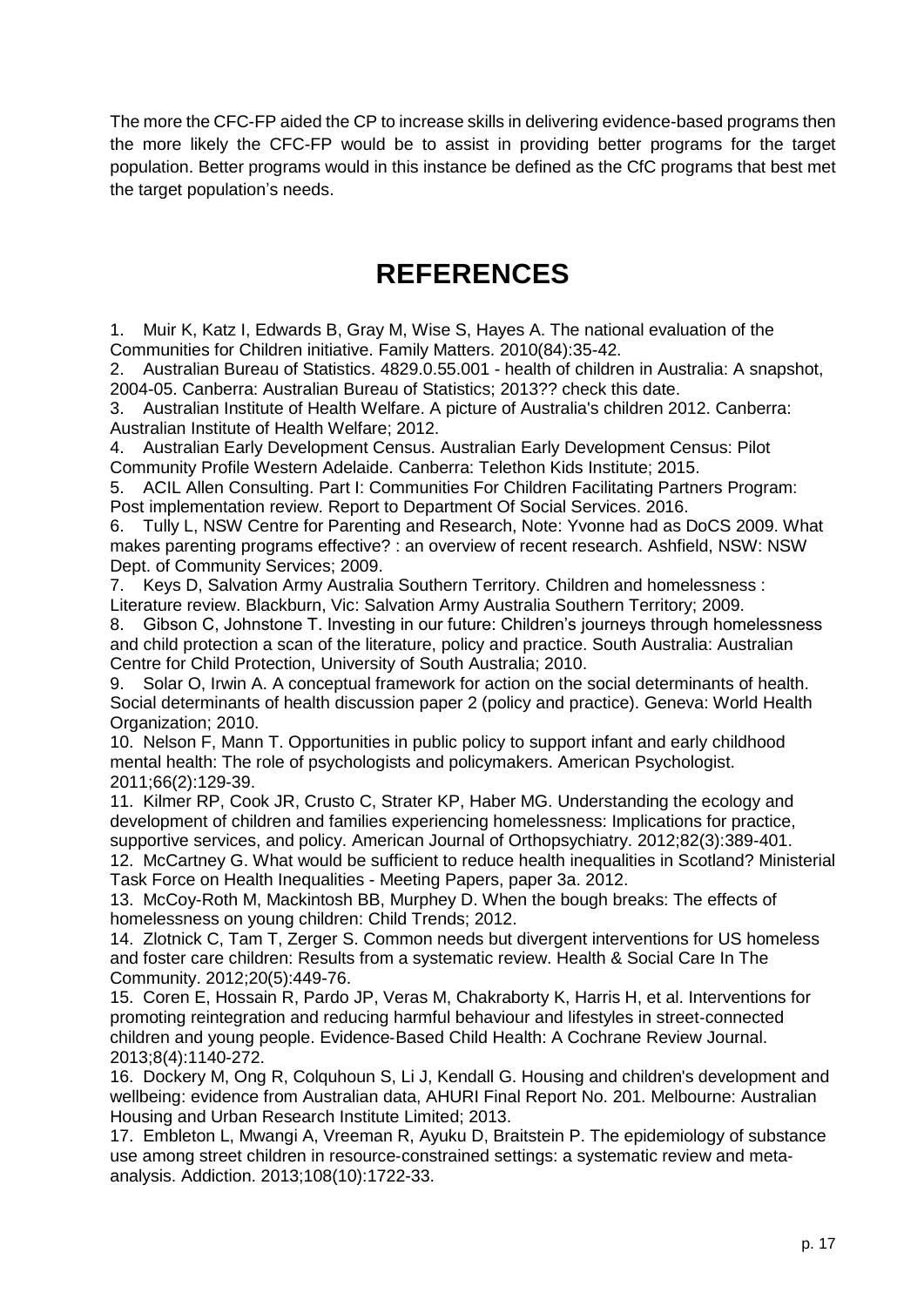The more the CFC-FP aided the CP to increase skills in delivering evidence-based programs then the more likely the CFC-FP would be to assist in providing better programs for the target population. Better programs would in this instance be defined as the CfC programs that best met the target population's needs.

# REFERENCES

1. Muir K, Katz I, Edwards B, Gray M, Wise S, Hayes A. The national evaluation of the Communities for Children initiative. Family Matters. 2010(84):35-42.
2. Australian Bureau of Statistics. 4829.0.55.001 - health of children in Australia: A snapshot, 2004-05. Canberra: Australian Bureau of Statistics; 2013?? check this date.
3. Australian Institute of Health Welfare. A picture of Australia's children 2012. Canberra: Australian Institute of Health Welfare; 2012.
4. Australian Early Development Census. Australian Early Development Census: Pilot Community Profile Western Adelaide. Canberra: Telethon Kids Institute; 2015.
5. ACIL Allen Consulting. Part I: Communities For Children Facilitating Partners Program: Post implementation review. Report to Department Of Social Services. 2016.
6. Tully L, NSW Centre for Parenting and Research, Note: Yvonne had as DoCS 2009. What makes parenting programs effective? : an overview of recent research. Ashfield, NSW: NSW Dept. of Community Services; 2009.
7. Keys D, Salvation Army Australia Southern Territory. Children and homelessness : Literature review. Blackburn, Vic: Salvation Army Australia Southern Territory; 2009.
8. Gibson C, Johnstone T. Investing in our future: Children's journeys through homelessness and child protection a scan of the literature, policy and practice. South Australia: Australian Centre for Child Protection, University of South Australia; 2010.
9. Solar O, Irwin A. A conceptual framework for action on the social determinants of health. Social determinants of health discussion paper 2 (policy and practice). Geneva: World Health Organization; 2010.
10. Nelson F, Mann T. Opportunities in public policy to support infant and early childhood mental health: The role of psychologists and policymakers. American Psychologist. 2011;66(2):129-39.
11. Kilmer RP, Cook JR, Crusto C, Strater KP, Haber MG. Understanding the ecology and development of children and families experiencing homelessness: Implications for practice, supportive services, and policy. American Journal of Orthopsychiatry. 2012;82(3):389-401.
12. McCartney G. What would be sufficient to reduce health inequalities in Scotland? Ministerial Task Force on Health Inequalities - Meeting Papers, paper 3a. 2012.
13. McCoy-Roth M, Mackintosh BB, Murphey D. When the bough breaks: The effects of homelessness on young children: Child Trends; 2012.
14. Zlotnick C, Tam T, Zerger S. Common needs but divergent interventions for US homeless and foster care children: Results from a systematic review. Health & Social Care In The Community. 2012;20(5):449-76.
15. Coren E, Hossain R, Pardo JP, Veras M, Chakraborty K, Harris H, et al. Interventions for promoting reintegration and reducing harmful behaviour and lifestyles in street-connected children and young people. Evidence-Based Child Health: A Cochrane Review Journal. 2013;8(4):1140-272.
16. Dockery M, Ong R, Colquhoun S, Li J, Kendall G. Housing and children's development and wellbeing: evidence from Australian data, AHURI Final Report No. 201. Melbourne: Australian Housing and Urban Research Institute Limited; 2013.
17. Embleton L, Mwangi A, Vreeman R, Ayuku D, Braitstein P. The epidemiology of substance use among street children in resource-constrained settings: a systematic review and meta-analysis. Addiction. 2013;108(10):1722-33.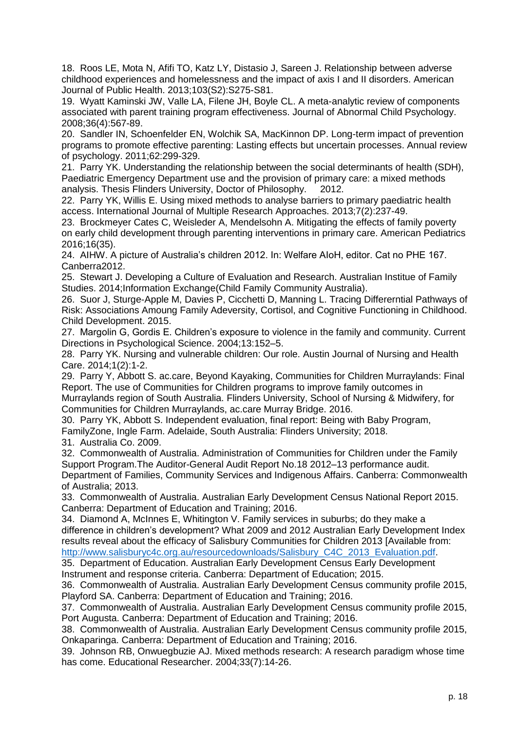18. Roos LE, Mota N, Afifi TO, Katz LY, Distasio J, Sareen J. Relationship between adverse childhood experiences and homelessness and the impact of axis I and II disorders. American Journal of Public Health. 2013;103(S2):S275-S81.
19. Wyatt Kaminski JW, Valle LA, Filene JH, Boyle CL. A meta-analytic review of components associated with parent training program effectiveness. Journal of Abnormal Child Psychology. 2008;36(4):567-89.
20. Sandler IN, Schoenfelder EN, Wolchik SA, MacKinnon DP. Long-term impact of prevention programs to promote effective parenting: Lasting effects but uncertain processes. Annual review of psychology. 2011;62:299-329.
21. Parry YK. Understanding the relationship between the social determinants of health (SDH), Paediatric Emergency Department use and the provision of primary care: a mixed methods analysis. Thesis Flinders University, Doctor of Philosophy. 2012.
22. Parry YK, Willis E. Using mixed methods to analyse barriers to primary paediatric health access. International Journal of Multiple Research Approaches. 2013;7(2):237-49.
23. Brockmeyer Cates C, Weisleder A, Mendelsohn A. Mitigating the effects of family poverty on early child development through parenting interventions in primary care. American Pediatrics 2016;16(35).
24. AIHW. A picture of Australia's children 2012. In: Welfare AIoH, editor. Cat no PHE 167. Canberra2012.
25. Stewart J. Developing a Culture of Evaluation and Research. Australian Institue of Family Studies. 2014;Information Exchange(Child Family Community Australia).
26. Suor J, Sturge-Apple M, Davies P, Cicchetti D, Manning L. Tracing Differerntial Pathways of Risk: Associations Amoung Family Adeversity, Cortisol, and Cognitive Functioning in Childhood. Child Development. 2015.
27. Margolin G, Gordis E. Children's exposure to violence in the family and community. Current Directions in Psychological Science. 2004;13:152–5.
28. Parry YK. Nursing and vulnerable children: Our role. Austin Journal of Nursing and Health Care. 2014;1(2):1-2.
29. Parry Y, Abbott S. ac.care, Beyond Kayaking, Communities for Children Murraylands: Final Report. The use of Communities for Children programs to improve family outcomes in Murraylands region of South Australia. Flinders University, School of Nursing & Midwifery, for Communities for Children Murraylands, ac.care Murray Bridge. 2016.
30. Parry YK, Abbott S. Independent evaluation, final report: Being with Baby Program, FamilyZone, Ingle Farm. Adelaide, South Australia: Flinders University; 2018.
31. Australia Co. 2009.
32. Commonwealth of Australia. Administration of Communities for Children under the Family Support Program.The Auditor-General Audit Report No.18 2012–13 performance audit. Department of Families, Community Services and Indigenous Affairs. Canberra: Commonwealth of Australia; 2013.
33. Commonwealth of Australia. Australian Early Development Census National Report 2015. Canberra: Department of Education and Training; 2016.
34. Diamond A, McInnes E, Whitington V. Family services in suburbs; do they make a difference in children's development? What 2009 and 2012 Australian Early Development Index results reveal about the efficacy of Salisbury Communities for Children 2013 [Available from: http://www.salisburyc4c.org.au/resourcedownloads/Salisbury_C4C_2013_Evaluation.pdf.
35. Department of Education. Australian Early Development Census Early Development Instrument and response criteria. Canberra: Department of Education; 2015.
36. Commonwealth of Australia. Australian Early Development Census community profile 2015, Playford SA. Canberra: Department of Education and Training; 2016.
37. Commonwealth of Australia. Australian Early Development Census community profile 2015, Port Augusta. Canberra: Department of Education and Training; 2016.
38. Commonwealth of Australia. Australian Early Development Census community profile 2015, Onkaparinga. Canberra: Department of Education and Training; 2016.
39. Johnson RB, Onwuegbuzie AJ. Mixed methods research: A research paradigm whose time has come. Educational Researcher. 2004;33(7):14-26.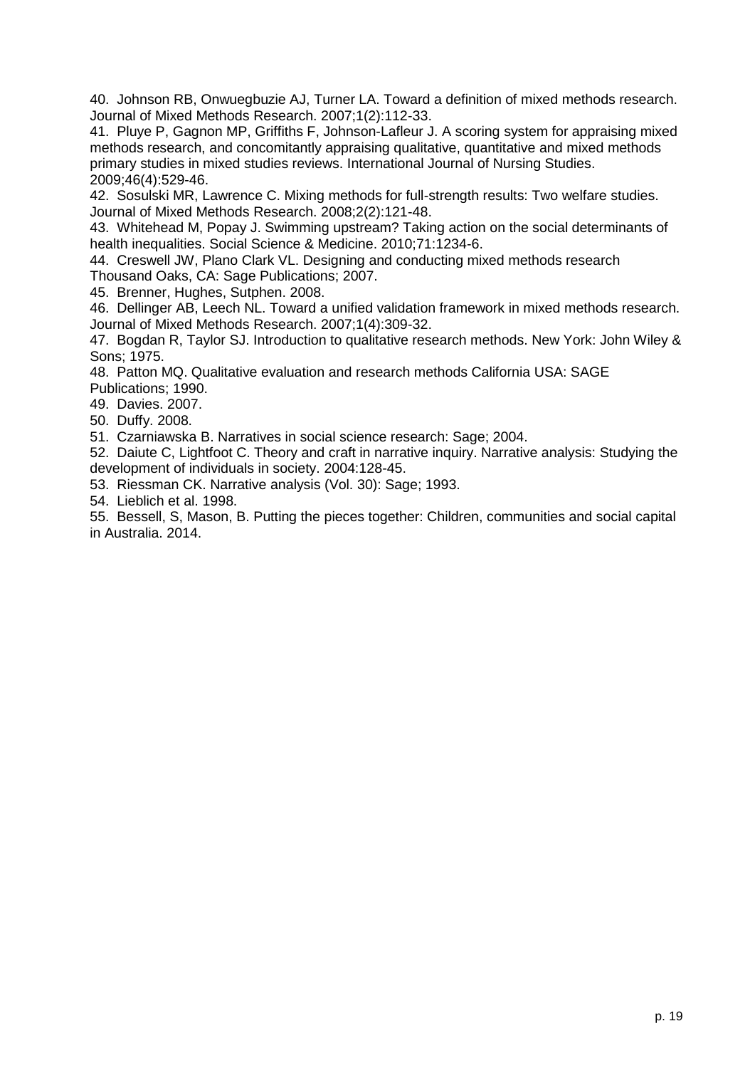40. Johnson RB, Onwuegbuzie AJ, Turner LA. Toward a definition of mixed methods research. Journal of Mixed Methods Research. 2007;1(2):112-33.
41. Pluye P, Gagnon MP, Griffiths F, Johnson-Lafleur J. A scoring system for appraising mixed methods research, and concomitantly appraising qualitative, quantitative and mixed methods primary studies in mixed studies reviews. International Journal of Nursing Studies. 2009;46(4):529-46.
42. Sosulski MR, Lawrence C. Mixing methods for full-strength results: Two welfare studies. Journal of Mixed Methods Research. 2008;2(2):121-48.
43. Whitehead M, Popay J. Swimming upstream? Taking action on the social determinants of health inequalities. Social Science & Medicine. 2010;71:1234-6.
44. Creswell JW, Plano Clark VL. Designing and conducting mixed methods research Thousand Oaks, CA: Sage Publications; 2007.
45. Brenner, Hughes, Sutphen. 2008.
46. Dellinger AB, Leech NL. Toward a unified validation framework in mixed methods research. Journal of Mixed Methods Research. 2007;1(4):309-32.
47. Bogdan R, Taylor SJ. Introduction to qualitative research methods. New York: John Wiley & Sons; 1975.
48. Patton MQ. Qualitative evaluation and research methods California USA: SAGE Publications; 1990.
49. Davies. 2007.
50. Duffy. 2008.
51. Czarniawska B. Narratives in social science research: Sage; 2004.
52. Daiute C, Lightfoot C. Theory and craft in narrative inquiry. Narrative analysis: Studying the development of individuals in society. 2004:128-45.
53. Riessman CK. Narrative analysis (Vol. 30): Sage; 1993.
54. Lieblich et al. 1998.
55. Bessell, S, Mason, B. Putting the pieces together: Children, communities and social capital in Australia. 2014.